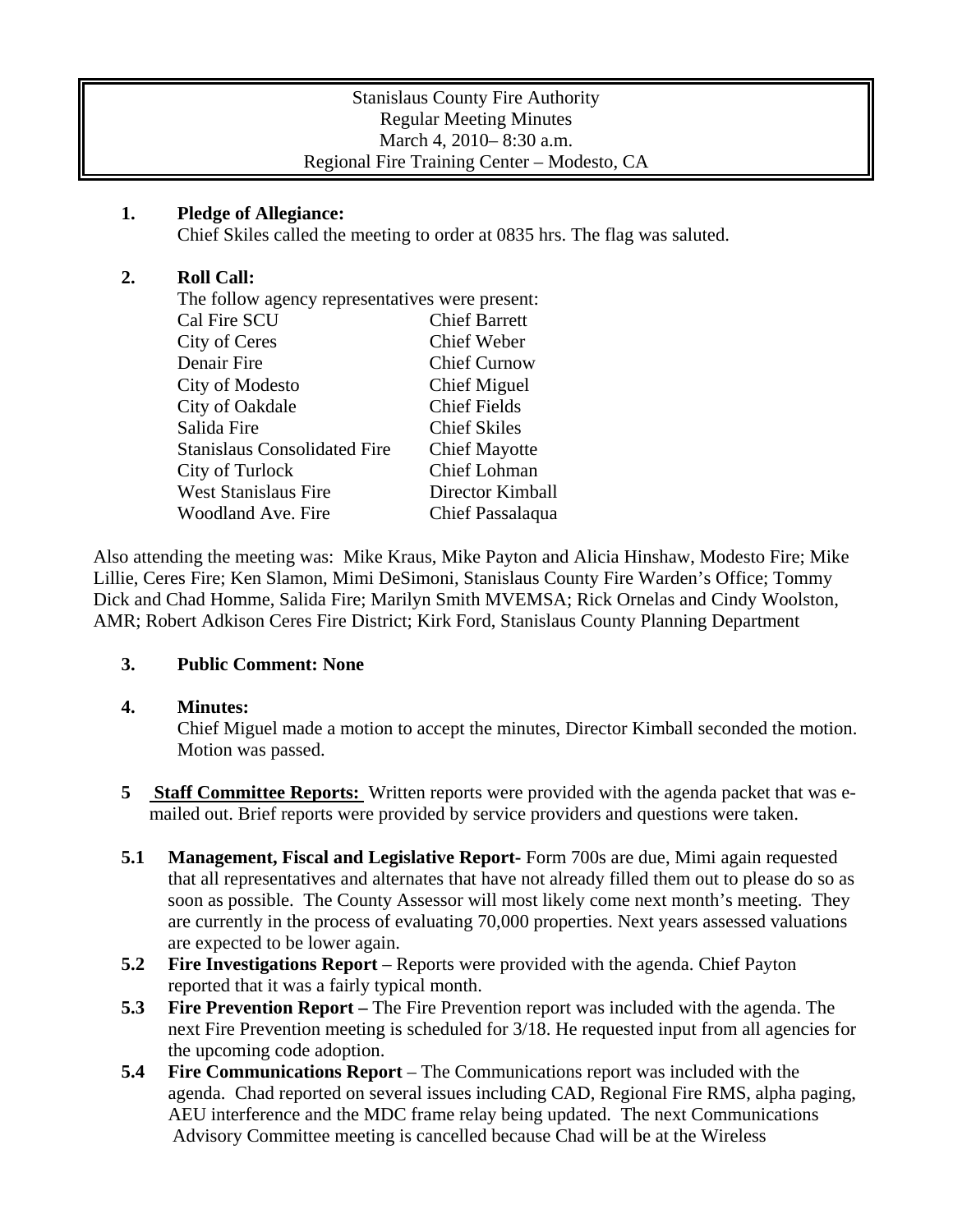Stanislaus County Fire Authority
Regular Meeting Minutes
March 4, 2010– 8:30 a.m.
Regional Fire Training Center – Modesto, CA

**1. Pledge of Allegiance:**
Chief Skiles called the meeting to order at 0835 hrs. The flag was saluted.

**2. Roll Call:**
The follow agency representatives were present:

| | |
|---|---|
| Cal Fire SCU | Chief Barrett |
| City of Ceres | Chief Weber |
| Denair Fire | Chief Curnow |
| City of Modesto | Chief Miguel |
| City of Oakdale | Chief Fields |
| Salida Fire | Chief Skiles |
| Stanislaus Consolidated Fire | Chief Mayotte |
| City of Turlock | Chief Lohman |
| West Stanislaus Fire | Director Kimball |
| Woodland Ave. Fire | Chief Passalaqua |

Also attending the meeting was: Mike Kraus, Mike Payton and Alicia Hinshaw, Modesto Fire; Mike Lillie, Ceres Fire; Ken Slamon, Mimi DeSimoni, Stanislaus County Fire Warden's Office; Tommy Dick and Chad Homme, Salida Fire; Marilyn Smith MVEMSA; Rick Ornelas and Cindy Woolston, AMR; Robert Adkison Ceres Fire District; Kirk Ford, Stanislaus County Planning Department

**3. Public Comment: None**

**4. Minutes:**
Chief Miguel made a motion to accept the minutes, Director Kimball seconded the motion. Motion was passed.

**5** **<u>Staff Committee Reports:</u>** Written reports were provided with the agenda packet that was e-mailed out. Brief reports were provided by service providers and questions were taken.

**5.1** **Management, Fiscal and Legislative Report**- Form 700s are due, Mimi again requested that all representatives and alternates that have not already filled them out to please do so as soon as possible. The County Assessor will most likely come next month's meeting. They are currently in the process of evaluating 70,000 properties. Next years assessed valuations are expected to be lower again.

**5.2** **Fire Investigations Report** – Reports were provided with the agenda. Chief Payton reported that it was a fairly typical month.

**5.3** **Fire Prevention Report –** The Fire Prevention report was included with the agenda. The next Fire Prevention meeting is scheduled for 3/18. He requested input from all agencies for the upcoming code adoption.

**5.4** **Fire Communications Report** – The Communications report was included with the agenda. Chad reported on several issues including CAD, Regional Fire RMS, alpha paging, AEU interference and the MDC frame relay being updated. The next Communications Advisory Committee meeting is cancelled because Chad will be at the Wireless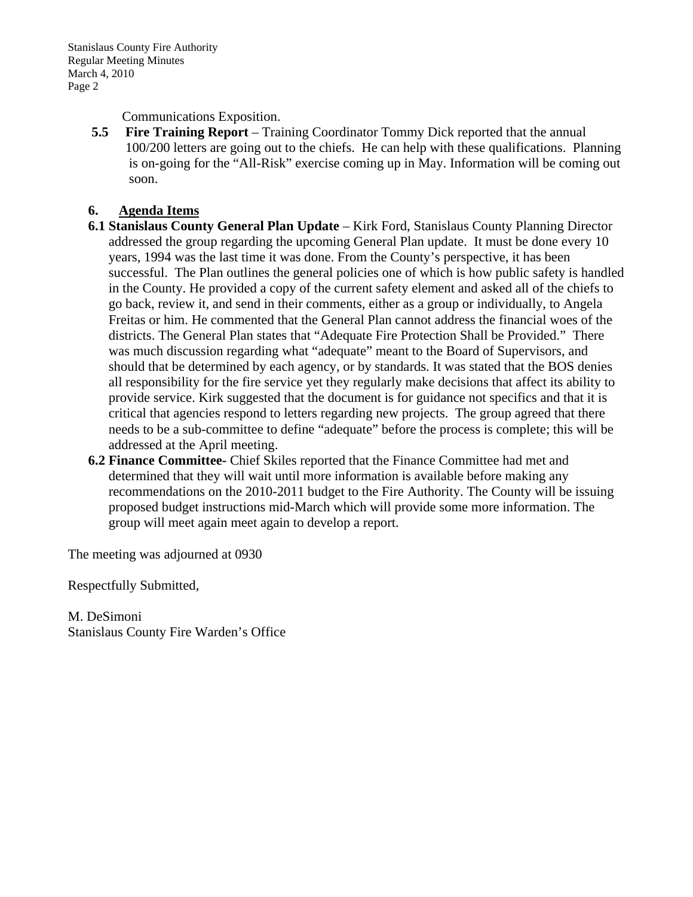Communications Exposition.

**5.5 Fire Training Report** – Training Coordinator Tommy Dick reported that the annual 100/200 letters are going out to the chiefs. He can help with these qualifications. Planning is on-going for the "All-Risk" exercise coming up in May. Information will be coming out soon.

## 6. Agenda Items

**6.1 Stanislaus County General Plan Update** – Kirk Ford, Stanislaus County Planning Director addressed the group regarding the upcoming General Plan update. It must be done every 10 years, 1994 was the last time it was done. From the County's perspective, it has been successful. The Plan outlines the general policies one of which is how public safety is handled in the County. He provided a copy of the current safety element and asked all of the chiefs to go back, review it, and send in their comments, either as a group or individually, to Angela Freitas or him. He commented that the General Plan cannot address the financial woes of the districts. The General Plan states that "Adequate Fire Protection Shall be Provided." There was much discussion regarding what "adequate" meant to the Board of Supervisors, and should that be determined by each agency, or by standards. It was stated that the BOS denies all responsibility for the fire service yet they regularly make decisions that affect its ability to provide service. Kirk suggested that the document is for guidance not specifics and that it is critical that agencies respond to letters regarding new projects. The group agreed that there needs to be a sub-committee to define "adequate" before the process is complete; this will be addressed at the April meeting.

**6.2 Finance Committee-** Chief Skiles reported that the Finance Committee had met and determined that they will wait until more information is available before making any recommendations on the 2010-2011 budget to the Fire Authority. The County will be issuing proposed budget instructions mid-March which will provide some more information. The group will meet again meet again to develop a report.

The meeting was adjourned at 0930

Respectfully Submitted,

M. DeSimoni
Stanislaus County Fire Warden's Office